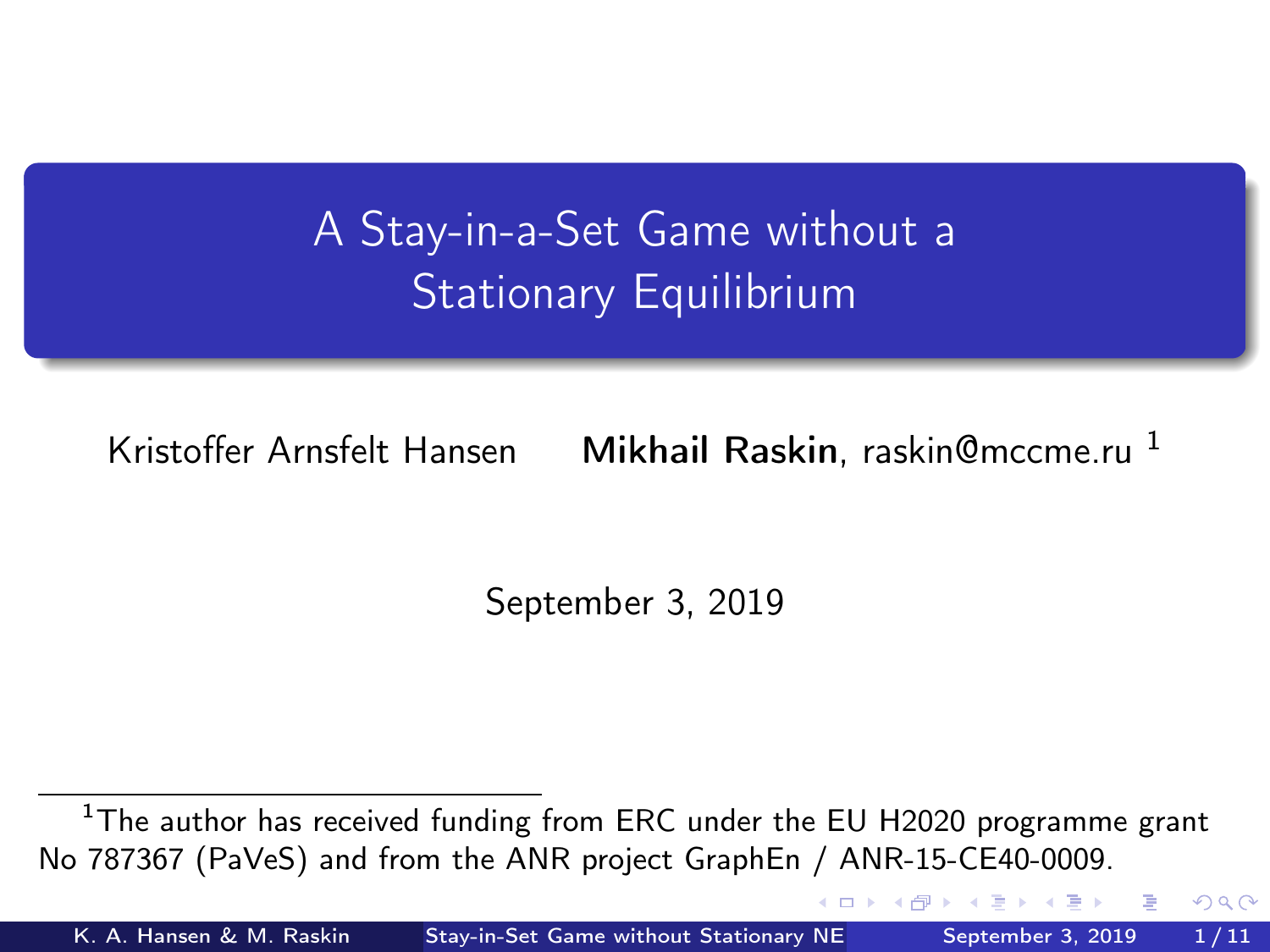# A Stay-in-a-Set Game without a Stationary Equilibrium

Kristoffer Arnsfelt Hansen **Mikhail Raskin**, raskin@mccme.ru [1]

September 3, 2019

[1] The author has received funding from ERC under the EU H2020 programme grant No 787367 (PaVeS) and from the ANR project GraphEn / ANR-15-CE40-0009.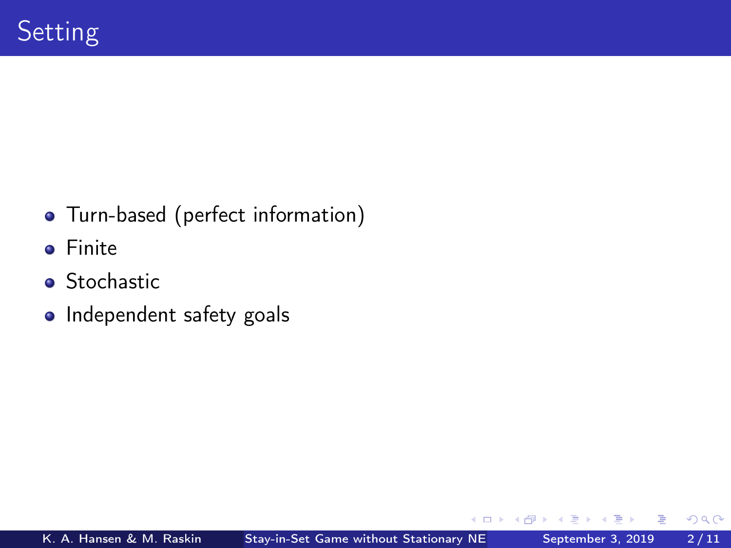# Setting

- Turn-based (perfect information)
- Finite
- Stochastic
- Independent safety goals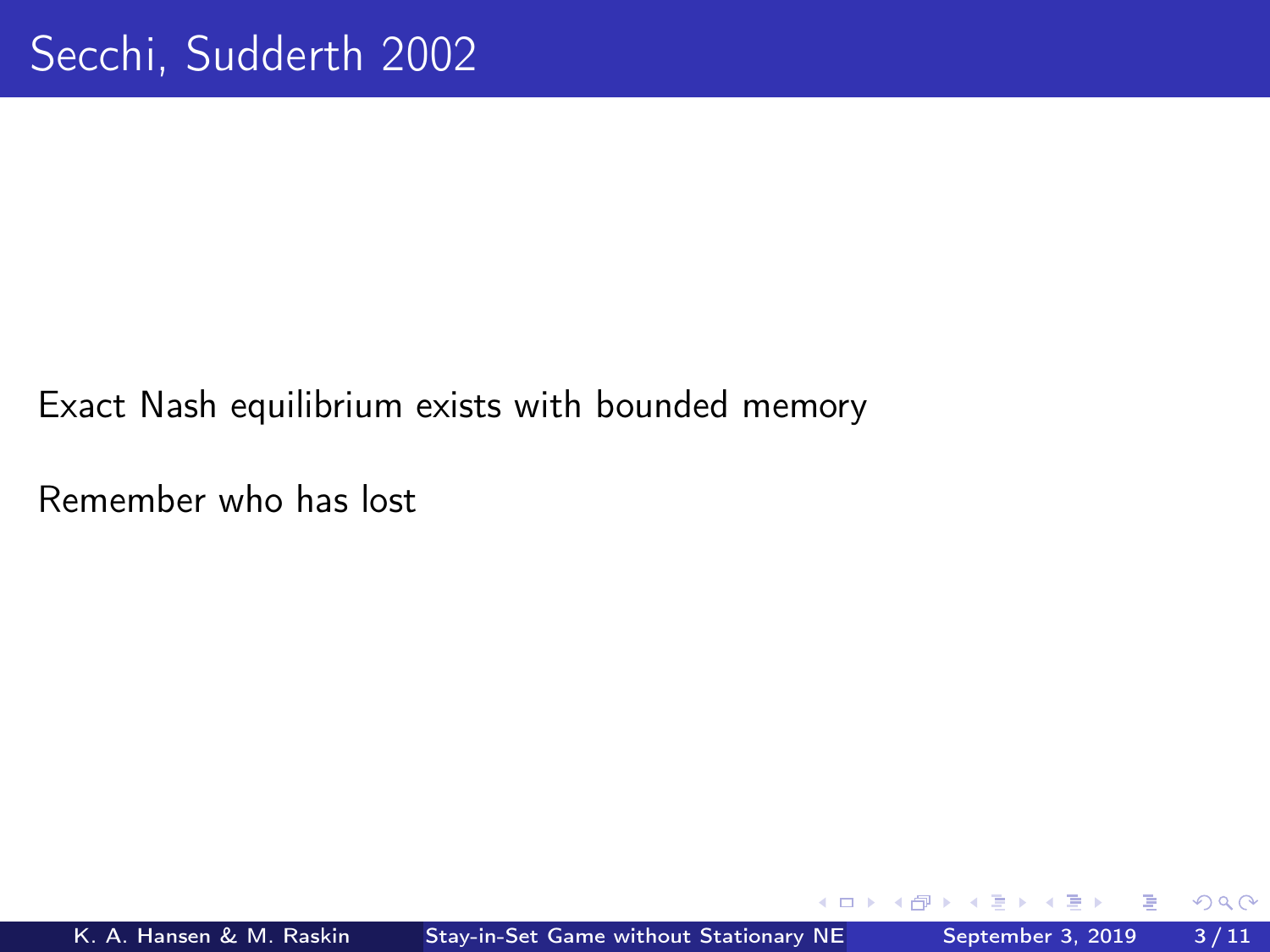# Secchi, Sudderth 2002

Exact Nash equilibrium exists with bounded memory

Remember who has lost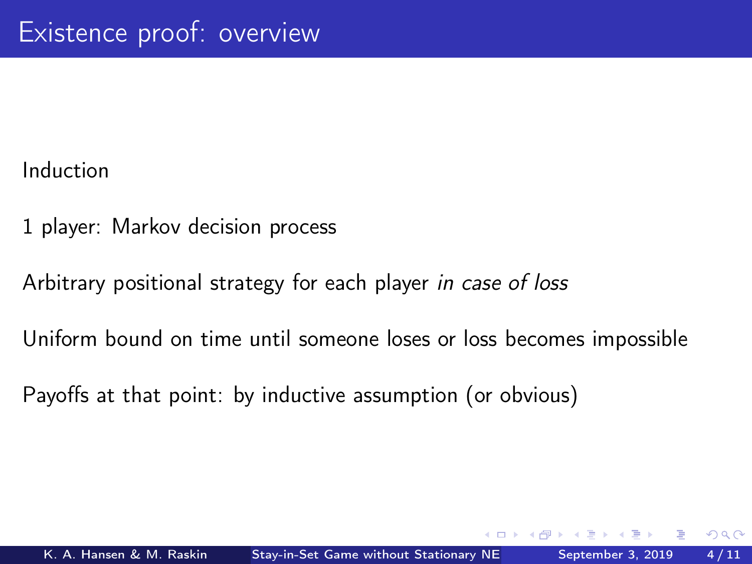# Existence proof: overview

Induction

1 player: Markov decision process

Arbitrary positional strategy for each player *in case of loss*

Uniform bound on time until someone loses or loss becomes impossible

Payoffs at that point: by inductive assumption (or obvious)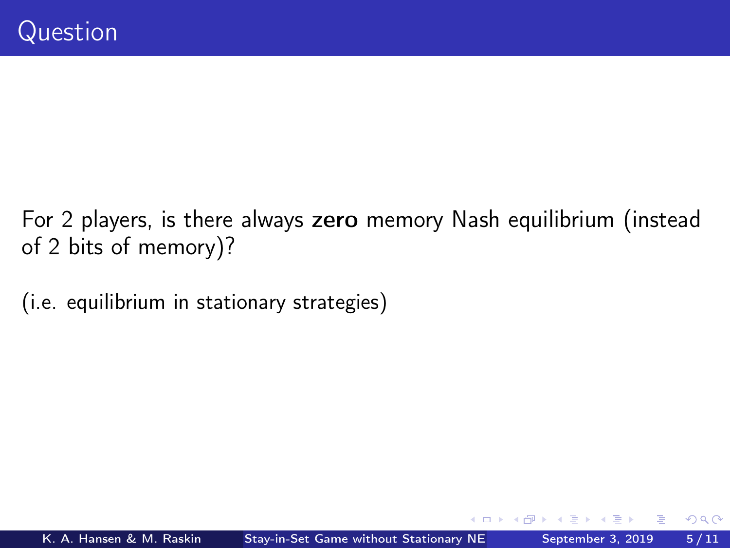# Question

For 2 players, is there always **zero** memory Nash equilibrium (instead of 2 bits of memory)?

(i.e. equilibrium in stationary strategies)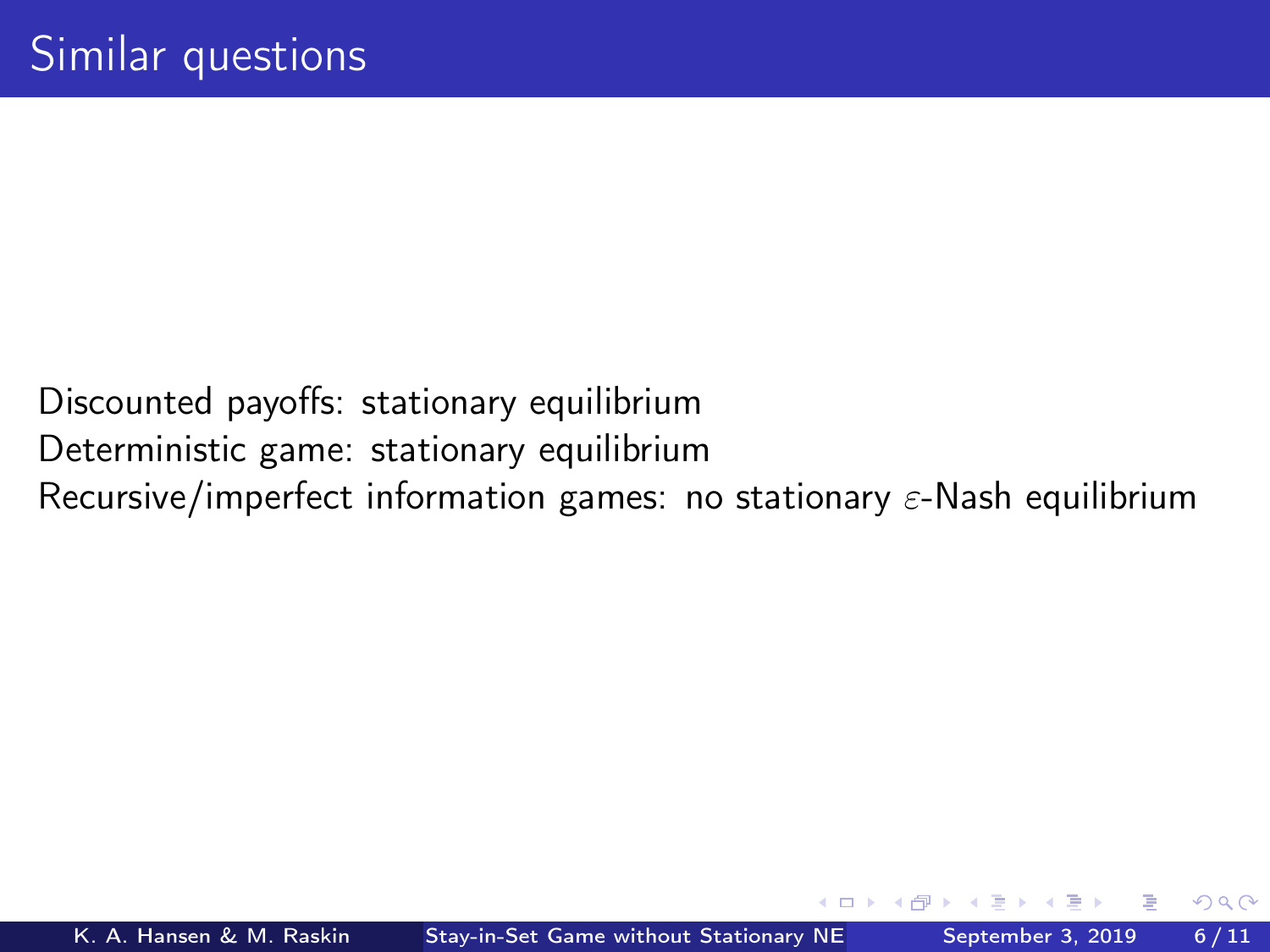# Similar questions

Discounted payoffs: stationary equilibrium
Deterministic game: stationary equilibrium
Recursive/imperfect information games: no stationary $\varepsilon$-Nash equilibrium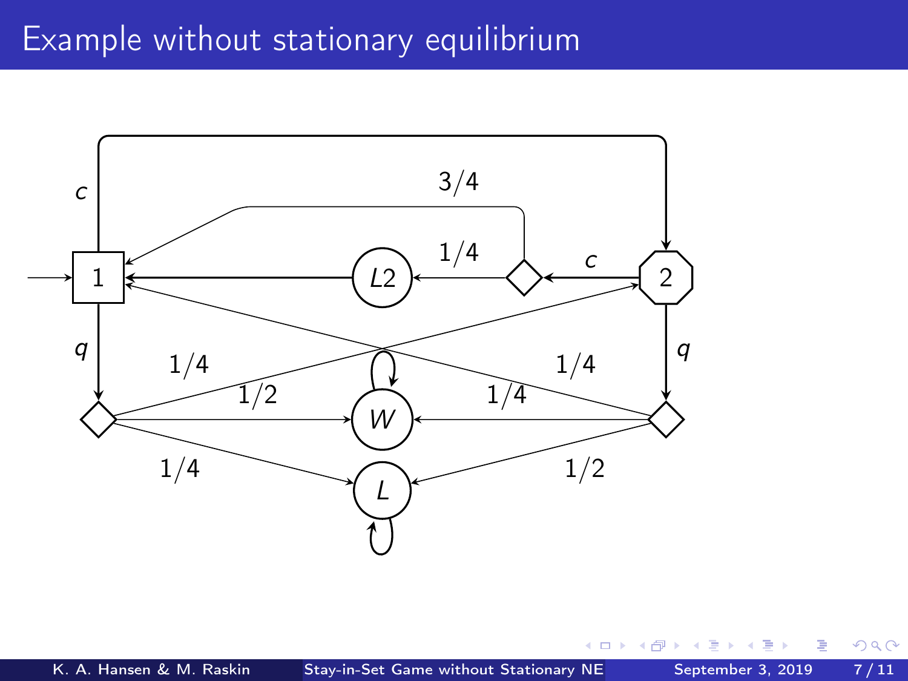# Example without stationary equilibrium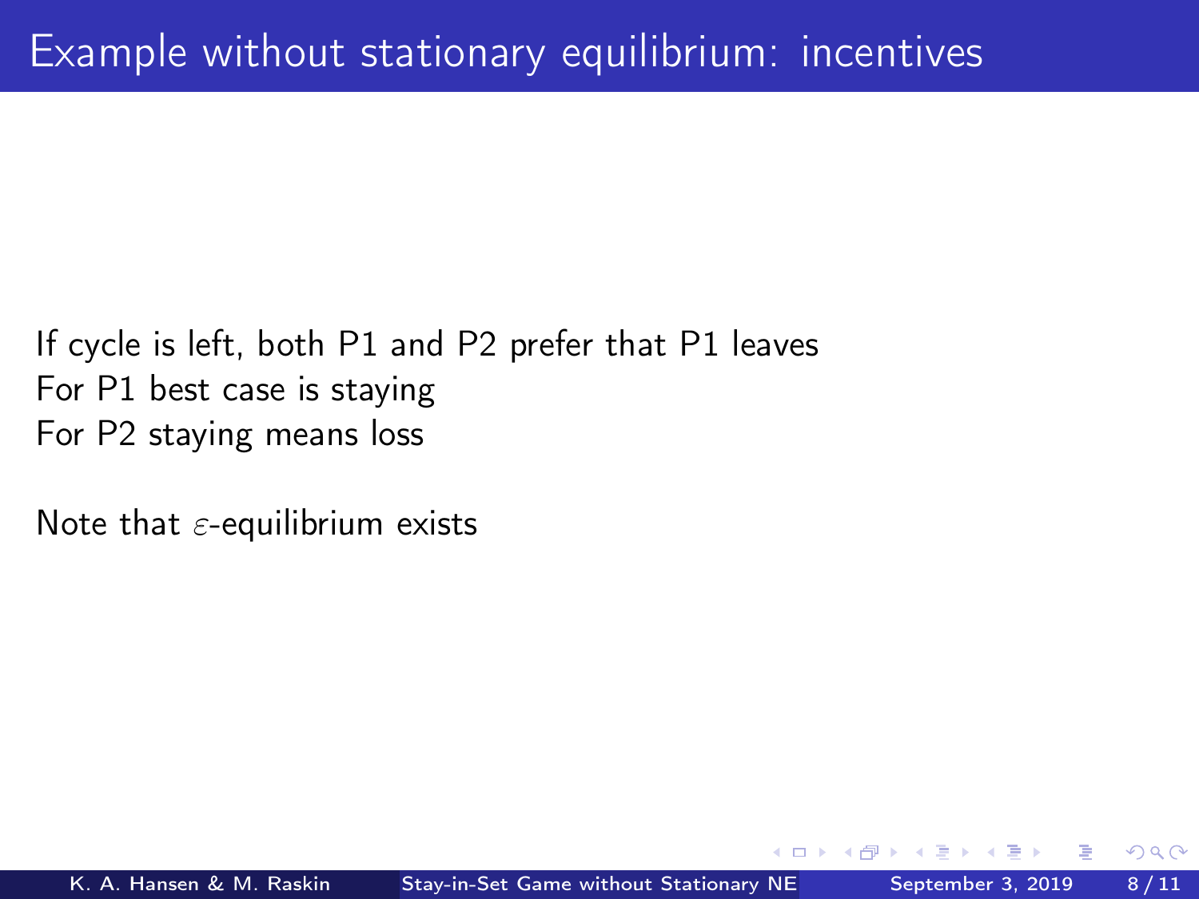# Example without stationary equilibrium: incentives

If cycle is left, both P1 and P2 prefer that P1 leaves
For P1 best case is staying
For P2 staying means loss

Note that $\varepsilon$-equilibrium exists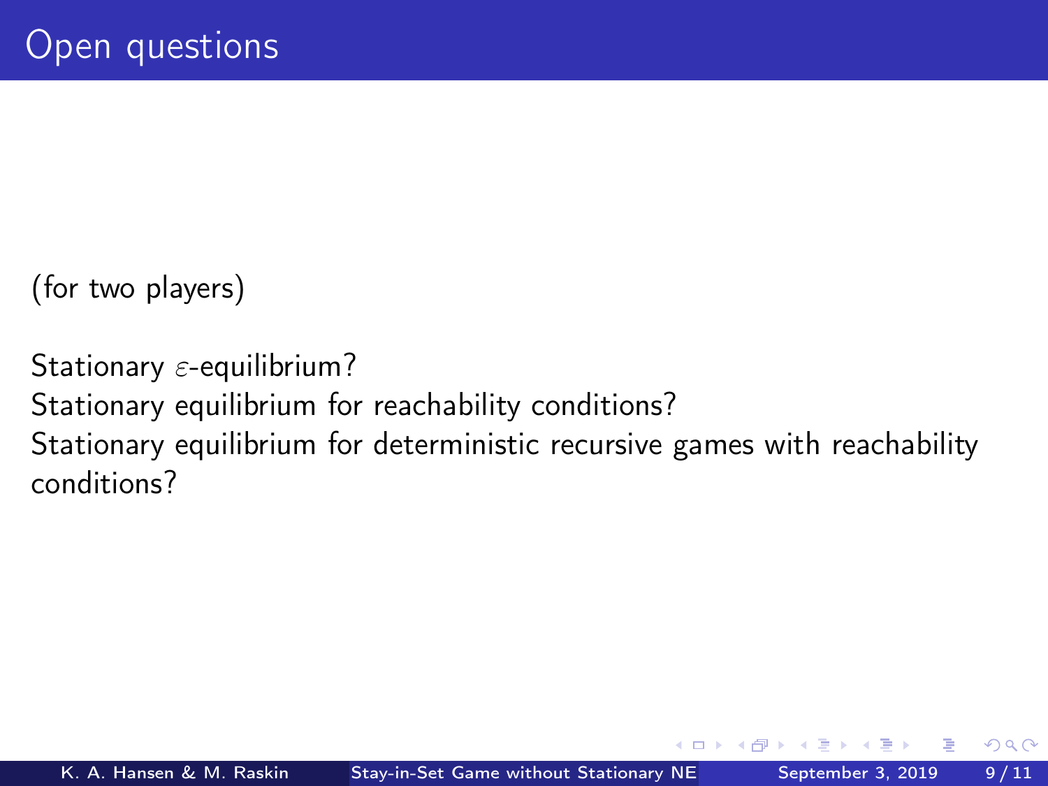# Open questions

(for two players)

Stationary $\varepsilon$-equilibrium?
Stationary equilibrium for reachability conditions?
Stationary equilibrium for deterministic recursive games with reachability conditions?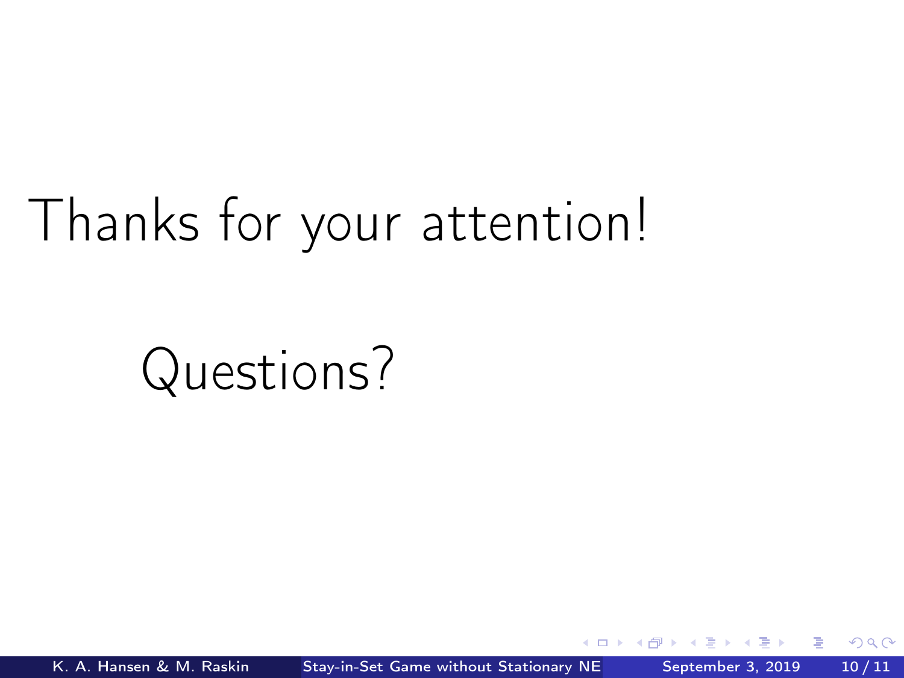Thanks for your attention!

Questions?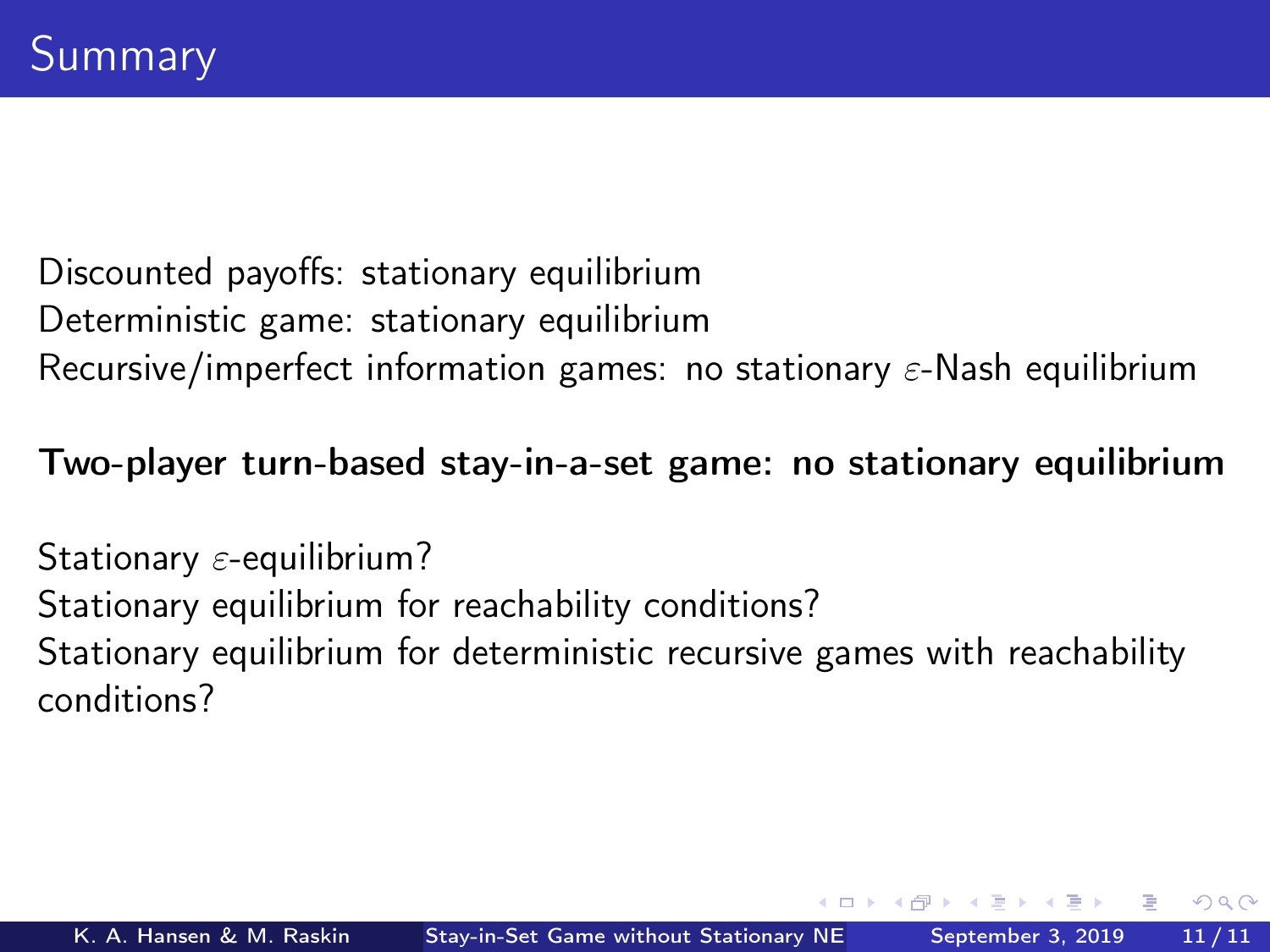# Summary

Discounted payoffs: stationary equilibrium
Deterministic game: stationary equilibrium
Recursive/imperfect information games: no stationary $\varepsilon$-Nash equilibrium

**Two-player turn-based stay-in-a-set game: no stationary equilibrium**

Stationary $\varepsilon$-equilibrium?
Stationary equilibrium for reachability conditions?
Stationary equilibrium for deterministic recursive games with reachability conditions?